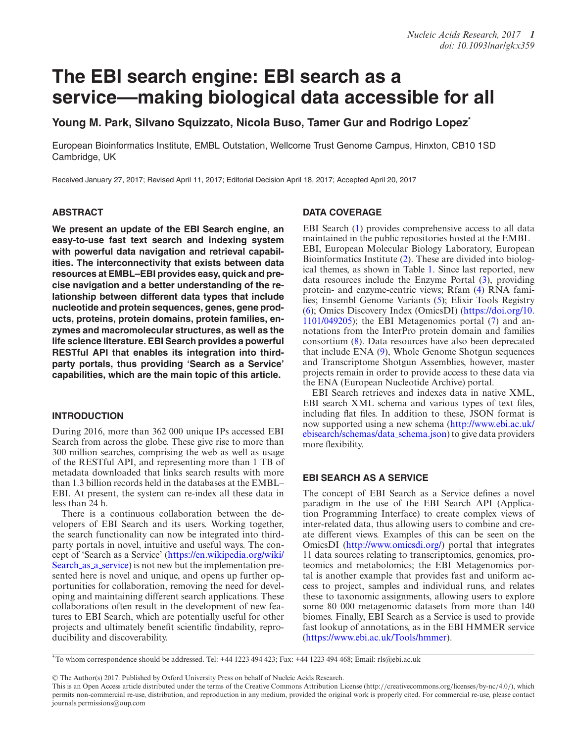# The EBI search engine: EBI search as a service—making biological data accessible for all

**Young M. Park, Silvano Squizzato, Nicola Buso, Tamer Gur and Rodrigo Lopez***

European Bioinformatics Institute, EMBL Outstation, Wellcome Trust Genome Campus, Hinxton, CB10 1SD Cambridge, UK

Received January 27, 2017; Revised April 11, 2017; Editorial Decision April 18, 2017; Accepted April 20, 2017

## ABSTRACT

**We present an update of the EBI Search engine, an easy-to-use fast text search and indexing system with powerful data navigation and retrieval capabilities. The interconnectivity that exists between data resources at EMBL–EBI provides easy, quick and precise navigation and a better understanding of the relationship between different data types that include nucleotide and protein sequences, genes, gene products, proteins, protein domains, protein families, enzymes and macromolecular structures, as well as the life science literature. EBI Search provides a powerful RESTful API that enables its integration into third-party portals, thus providing 'Search as a Service' capabilities, which are the main topic of this article.**

## INTRODUCTION

During 2016, more than 362 000 unique IPs accessed EBI Search from across the globe. These give rise to more than 300 million searches, comprising the web as well as usage of the RESTful API, and representing more than 1 TB of metadata downloaded that links search results with more than 1.3 billion records held in the databases at the EMBL–EBI. At present, the system can re-index all these data in less than 24 h.

There is a continuous collaboration between the developers of EBI Search and its users. Working together, the search functionality can now be integrated into third-party portals in novel, intuitive and useful ways. The concept of 'Search as a Service' (https://en.wikipedia.org/wiki/Search_as_a_service) is not new but the implementation presented here is novel and unique, and opens up further opportunities for collaboration, removing the need for developing and maintaining different search applications. These collaborations often result in the development of new features to EBI Search, which are potentially useful for other projects and ultimately benefit scientific findability, reproducibility and discoverability.

## DATA COVERAGE

EBI Search (1) provides comprehensive access to all data maintained in the public repositories hosted at the EMBL–EBI, European Molecular Biology Laboratory, European Bioinformatics Institute (2). These are divided into biological themes, as shown in Table 1. Since last reported, new data resources include the Enzyme Portal (3), providing protein- and enzyme-centric views; Rfam (4) RNA families; Ensembl Genome Variants (5); Elixir Tools Registry (6); Omics Discovery Index (OmicsDI) (https://doi.org/10.1101/049205); the EBI Metagenomics portal (7) and annotations from the InterPro protein domain and families consortium (8). Data resources have also been deprecated that include ENA (9), Whole Genome Shotgun sequences and Transcriptome Shotgun Assemblies, however, master projects remain in order to provide access to these data via the ENA (European Nucleotide Archive) portal.

EBI Search retrieves and indexes data in native XML, EBI search XML schema and various types of text files, including flat files. In addition to these, JSON format is now supported using a new schema (http://www.ebi.ac.uk/ebisearch/schemas/data_schema.json) to give data providers more flexibility.

## EBI SEARCH AS A SERVICE

The concept of EBI Search as a Service defines a novel paradigm in the use of the EBI Search API (Application Programming Interface) to create complex views of inter-related data, thus allowing users to combine and create different views. Examples of this can be seen on the OmicsDI (http://www.omicsdi.org/) portal that integrates 11 data sources relating to transcriptomics, genomics, proteomics and metabolomics; the EBI Metagenomics portal is another example that provides fast and uniform access to project, samples and individual runs, and relates these to taxonomic assignments, allowing users to explore some 80 000 metagenomic datasets from more than 140 biomes. Finally, EBI Search as a Service is used to provide fast lookup of annotations, as in the EBI HMMER service (https://www.ebi.ac.uk/Tools/hmmer).

*To whom correspondence should be addressed. Tel: +44 1223 494 423; Fax: +44 1223 494 468; Email: rls@ebi.ac.uk

© The Author(s) 2017. Published by Oxford University Press on behalf of Nucleic Acids Research.
This is an Open Access article distributed under the terms of the Creative Commons Attribution License (http://creativecommons.org/licenses/by-nc/4.0/), which permits non-commercial re-use, distribution, and reproduction in any medium, provided the original work is properly cited. For commercial re-use, please contact journals.permissions@oup.com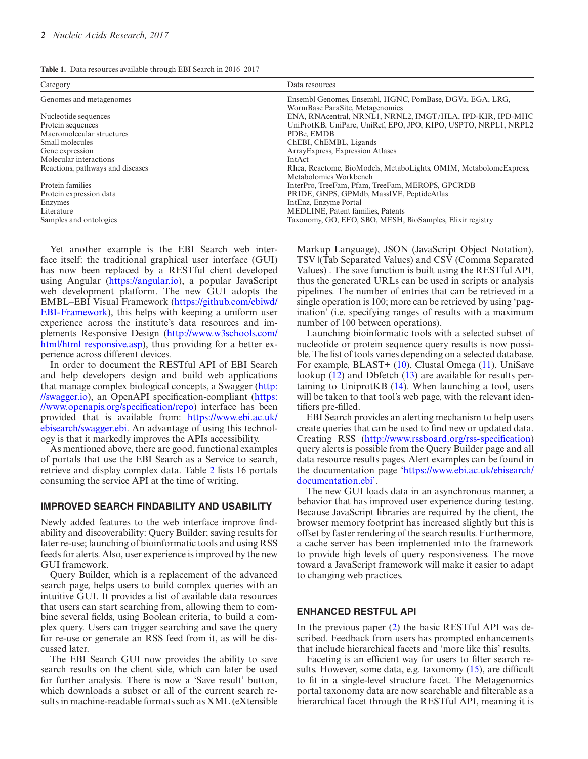**Table 1.** Data resources available through EBI Search in 2016–2017

| Category | Data resources |
|---|---|
| Genomes and metagenomes | Ensembl Genomes, Ensembl, HGNC, PomBase, DGVa, EGA, LRG, WormBase ParaSite, Metagenomics |
| Nucleotide sequences | ENA, RNAcentral, NRNL1, NRNL2, IMGT/HLA, IPD-KIR, IPD-MHC |
| Protein sequences | UniProtKB, UniParc, UniRef, EPO, JPO, KIPO, USPTO, NRPL1, NRPL2 |
| Macromolecular structures | PDBe, EMDB |
| Small molecules | ChEBI, ChEMBL, Ligands |
| Gene expression | ArrayExpress, Expression Atlases |
| Molecular interactions | IntAct |
| Reactions, pathways and diseases | Rhea, Reactome, BioModels, MetaboLights, OMIM, MetabolomeExpress, Metabolomics Workbench |
| Protein families | InterPro, TreeFam, Pfam, TreeFam, MEROPS, GPCRDB |
| Protein expression data | PRIDE, GNPS, GPMdb, MassIVE, PeptideAtlas |
| Enzymes | IntEnz, Enzyme Portal |
| Literature | MEDLINE, Patent families, Patents |
| Samples and ontologies | Taxonomy, GO, EFO, SBO, MESH, BioSamples, Elixir registry |

Yet another example is the EBI Search web interface itself: the traditional graphical user interface (GUI) has now been replaced by a RESTful client developed using Angular (https://angular.io), a popular JavaScript web development platform. The new GUI adopts the EMBL–EBI Visual Framework (https://github.com/ebiwd/EBI-Framework), this helps with keeping a uniform user experience across the institute's data resources and implements Responsive Design (http://www.w3schools.com/html/html_responsive.asp), thus providing for a better experience across different devices.

In order to document the RESTful API of EBI Search and help developers design and build web applications that manage complex biological concepts, a Swagger (http://swagger.io), an OpenAPI specification-compliant (https://www.openapis.org/specification/repo) interface has been provided that is available from: https://www.ebi.ac.uk/ebisearch/swagger.ebi. An advantage of using this technology is that it markedly improves the APIs accessibility.

As mentioned above, there are good, functional examples of portals that use the EBI Search as a Service to search, retrieve and display complex data. Table 2 lists 16 portals consuming the service API at the time of writing.

## IMPROVED SEARCH FINDABILITY AND USABILITY

Newly added features to the web interface improve findability and discoverability: Query Builder; saving results for later re-use; launching of bioinformatic tools and using RSS feeds for alerts. Also, user experience is improved by the new GUI framework.

Query Builder, which is a replacement of the advanced search page, helps users to build complex queries with an intuitive GUI. It provides a list of available data resources that users can start searching from, allowing them to combine several fields, using Boolean criteria, to build a complex query. Users can trigger searching and save the query for re-use or generate an RSS feed from it, as will be discussed later.

The EBI Search GUI now provides the ability to save search results on the client side, which can later be used for further analysis. There is now a 'Save result' button, which downloads a subset or all of the current search results in machine-readable formats such as XML (eXtensible Markup Language), JSON (JavaScript Object Notation), TSV |(Tab Separated Values) and CSV (Comma Separated Values) . The save function is built using the RESTful API, thus the generated URLs can be used in scripts or analysis pipelines. The number of entries that can be retrieved in a single operation is 100; more can be retrieved by using 'pagination' (i.e. specifying ranges of results with a maximum number of 100 between operations).

Launching bioinformatic tools with a selected subset of nucleotide or protein sequence query results is now possible. The list of tools varies depending on a selected database. For example, BLAST+ (10), Clustal Omega (11), UniSave lookup (12) and Dbfetch (13) are available for results pertaining to UniprotKB (14). When launching a tool, users will be taken to that tool's web page, with the relevant identifiers pre-filled.

EBI Search provides an alerting mechanism to help users create queries that can be used to find new or updated data. Creating RSS (http://www.rssboard.org/rss-specification) query alerts is possible from the Query Builder page and all data resource results pages. Alert examples can be found in the documentation page 'https://www.ebi.ac.uk/ebisearch/documentation.ebi'.

The new GUI loads data in an asynchronous manner, a behavior that has improved user experience during testing. Because JavaScript libraries are required by the client, the browser memory footprint has increased slightly but this is offset by faster rendering of the search results. Furthermore, a cache server has been implemented into the framework to provide high levels of query responsiveness. The move toward a JavaScript framework will make it easier to adapt to changing web practices.

## ENHANCED RESTFUL API

In the previous paper (2) the basic RESTful API was described. Feedback from users has prompted enhancements that include hierarchical facets and 'more like this' results.

Faceting is an efficient way for users to filter search results. However, some data, e.g. taxonomy (15), are difficult to fit in a single-level structure facet. The Metagenomics portal taxonomy data are now searchable and filterable as a hierarchical facet through the RESTful API, meaning it is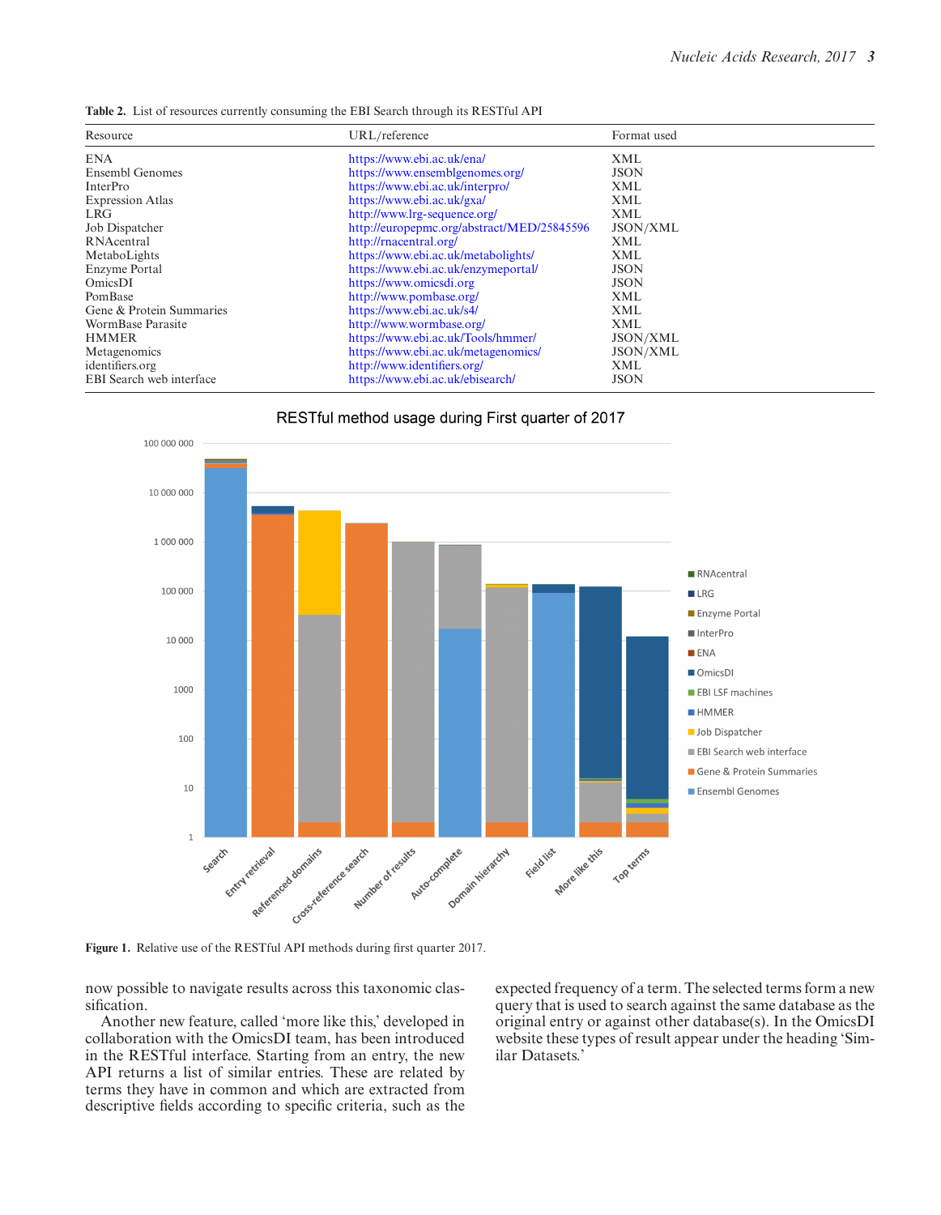**Table 2.** List of resources currently consuming the EBI Search through its RESTful API

| Resource | URL/reference | Format used |
|---|---|---|
| ENA | https://www.ebi.ac.uk/ena/ | XML |
| Ensembl Genomes | https://www.ensemblgenomes.org/ | JSON |
| InterPro | https://www.ebi.ac.uk/interpro/ | XML |
| Expression Atlas | https://www.ebi.ac.uk/gxa/ | XML |
| LRG | http://www.lrg-sequence.org/ | XML |
| Job Dispatcher | http://europepmc.org/abstract/MED/25845596 | JSON/XML |
| RNAcentral | http://rnacentral.org/ | XML |
| MetaboLights | https://www.ebi.ac.uk/metabolights/ | XML |
| Enzyme Portal | https://www.ebi.ac.uk/enzymeportal/ | JSON |
| OmicsDI | https://www.omicsdi.org | JSON |
| PomBase | http://www.pombase.org/ | XML |
| Gene & Protein Summaries | https://www.ebi.ac.uk/s4/ | XML |
| WormBase Parasite | http://www.wormbase.org/ | XML |
| HMMER | https://www.ebi.ac.uk/Tools/hmmer/ | JSON/XML |
| Metagenomics | https://www.ebi.ac.uk/metagenomics/ | JSON/XML |
| identifiers.org | http://www.identifiers.org/ | XML |
| EBI Search web interface | https://www.ebi.ac.uk/ebisearch/ | JSON |

**Figure 1.** Relative use of the RESTful API methods during first quarter 2017.

now possible to navigate results across this taxonomic classification.

Another new feature, called 'more like this,' developed in collaboration with the OmicsDI team, has been introduced in the RESTful interface. Starting from an entry, the new API returns a list of similar entries. These are related by terms they have in common and which are extracted from descriptive fields according to specific criteria, such as the expected frequency of a term. The selected terms form a new query that is used to search against the same database as the original entry or against other database(s). In the OmicsDI website these types of result appear under the heading 'Similar Datasets.'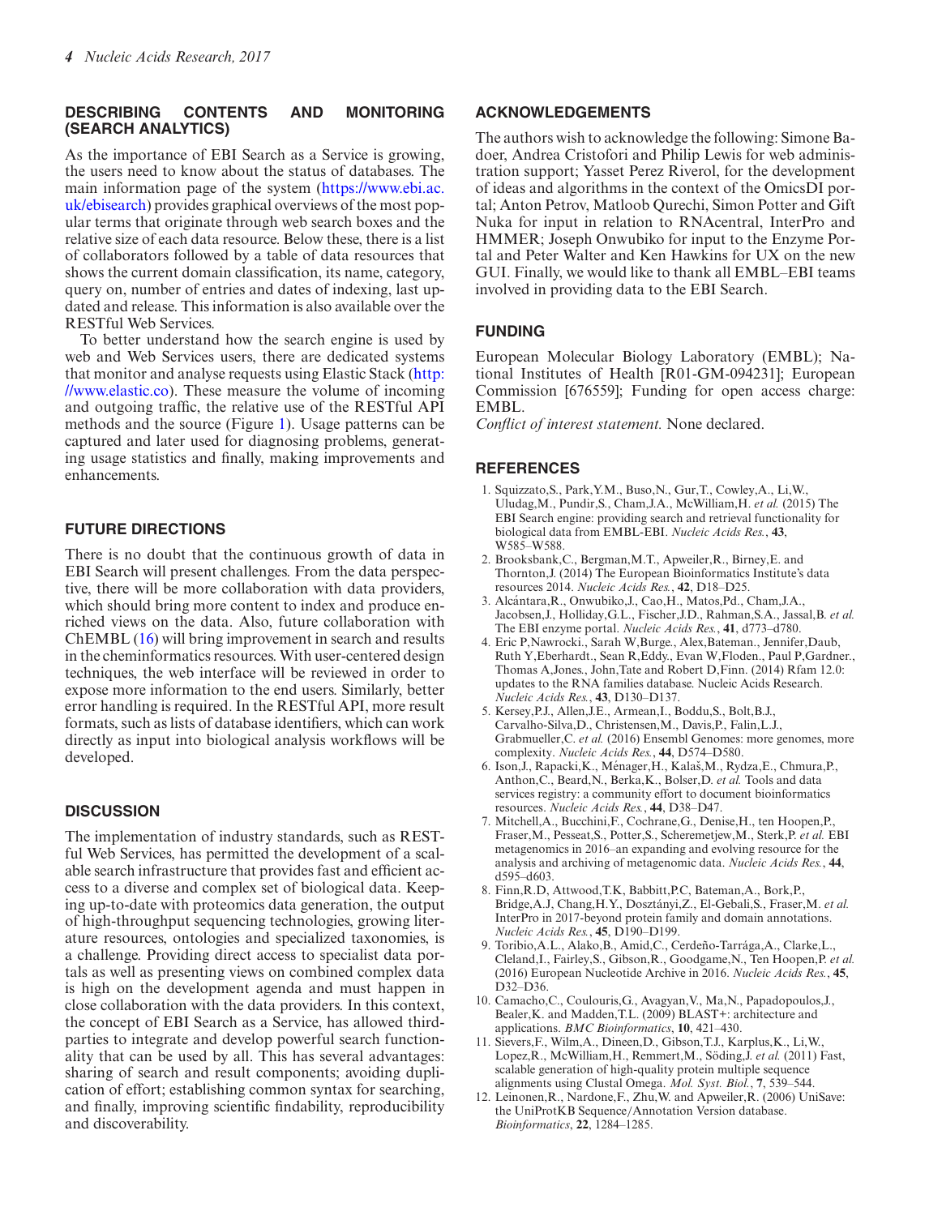## DESCRIBING CONTENTS AND MONITORING (SEARCH ANALYTICS)

As the importance of EBI Search as a Service is growing, the users need to know about the status of databases. The main information page of the system (https://www.ebi.ac.uk/ebisearch) provides graphical overviews of the most popular terms that originate through web search boxes and the relative size of each data resource. Below these, there is a list of collaborators followed by a table of data resources that shows the current domain classification, its name, category, query on, number of entries and dates of indexing, last updated and release. This information is also available over the RESTful Web Services.

To better understand how the search engine is used by web and Web Services users, there are dedicated systems that monitor and analyse requests using Elastic Stack (http://www.elastic.co). These measure the volume of incoming and outgoing traffic, the relative use of the RESTful API methods and the source (Figure 1). Usage patterns can be captured and later used for diagnosing problems, generating usage statistics and finally, making improvements and enhancements.

## FUTURE DIRECTIONS

There is no doubt that the continuous growth of data in EBI Search will present challenges. From the data perspective, there will be more collaboration with data providers, which should bring more content to index and produce enriched views on the data. Also, future collaboration with ChEMBL (16) will bring improvement in search and results in the cheminformatics resources. With user-centered design techniques, the web interface will be reviewed in order to expose more information to the end users. Similarly, better error handling is required. In the RESTful API, more result formats, such as lists of database identifiers, which can work directly as input into biological analysis workflows will be developed.

## DISCUSSION

The implementation of industry standards, such as RESTful Web Services, has permitted the development of a scalable search infrastructure that provides fast and efficient access to a diverse and complex set of biological data. Keeping up-to-date with proteomics data generation, the output of high-throughput sequencing technologies, growing literature resources, ontologies and specialized taxonomies, is a challenge. Providing direct access to specialist data portals as well as presenting views on combined complex data is high on the development agenda and must happen in close collaboration with the data providers. In this context, the concept of EBI Search as a Service, has allowed third-parties to integrate and develop powerful search functionality that can be used by all. This has several advantages: sharing of search and result components; avoiding duplication of effort; establishing common syntax for searching, and finally, improving scientific findability, reproducibility and discoverability.

## ACKNOWLEDGEMENTS

The authors wish to acknowledge the following: Simone Badoer, Andrea Cristofori and Philip Lewis for web administration support; Yasset Perez Riverol, for the development of ideas and algorithms in the context of the OmicsDI portal; Anton Petrov, Matloob Qurechi, Simon Potter and Gift Nuka for input in relation to RNAcentral, InterPro and HMMER; Joseph Onwubiko for input to the Enzyme Portal and Peter Walter and Ken Hawkins for UX on the new GUI. Finally, we would like to thank all EMBL–EBI teams involved in providing data to the EBI Search.

## FUNDING

European Molecular Biology Laboratory (EMBL); National Institutes of Health [R01-GM-094231]; European Commission [676559]; Funding for open access charge: EMBL.

*Conflict of interest statement.* None declared.

## REFERENCES

1. Squizzato,S., Park,Y.M., Buso,N., Gur,T., Cowley,A., Li,W., Uludag,M., Pundir,S., Cham,J.A., McWilliam,H. *et al.* (2015) The EBI Search engine: providing search and retrieval functionality for biological data from EMBL-EBI. *Nucleic Acids Res.*, **43**, W585–W588.
2. Brooksbank,C., Bergman,M.T., Apweiler,R., Birney,E. and Thornton,J. (2014) The European Bioinformatics Institute's data resources 2014. *Nucleic Acids Res.*, **42**, D18–D25.
3. Alcántara,R., Onwubiko,J., Cao,H., Matos,Pd., Cham,J.A., Jacobsen,J., Holliday,G.L., Fischer,J.D., Rahman,S.A., Jassal,B. *et al.* The EBI enzyme portal. *Nucleic Acids Res.*, **41**, d773–d780.
4. Eric P,Nawrocki., Sarah W,Burge., Alex,Bateman., Jennifer,Daub, Ruth Y,Eberhardt., Sean R,Eddy., Evan W,Floden., Paul P,Gardner., Thomas A,Jones., John,Tate and Robert D,Finn. (2014) Rfam 12.0: updates to the RNA families database. Nucleic Acids Research. *Nucleic Acids Res.*, **43**, D130–D137.
5. Kersey,P.J., Allen,J.E., Armean,I., Boddu,S., Bolt,B.J., Carvalho-Silva,D., Christensen,M., Davis,P., Falin,L.J., Grabmueller,C. *et al.* (2016) Ensembl Genomes: more genomes, more complexity. *Nucleic Acids Res.*, **44**, D574–D580.
6. Ison,J., Rapacki,K., Ménager,H., Kalaš,M., Rydza,E., Chmura,P., Anthon,C., Beard,N., Berka,K., Bolser,D. *et al.* Tools and data services registry: a community effort to document bioinformatics resources. *Nucleic Acids Res.*, **44**, D38–D47.
7. Mitchell,A., Bucchini,F., Cochrane,G., Denise,H., ten Hoopen,P., Fraser,M., Pesseat,S., Potter,S., Scheremetjew,M., Sterk,P. *et al.* EBI metagenomics in 2016–an expanding and evolving resource for the analysis and archiving of metagenomic data. *Nucleic Acids Res.*, **44**, d595–d603.
8. Finn,R.D, Attwood,T.K, Babbitt,P.C, Bateman,A., Bork,P., Bridge,A.J, Chang,H.Y., Dosztányi,Z., El-Gebali,S., Fraser,M. *et al.* InterPro in 2017-beyond protein family and domain annotations. *Nucleic Acids Res.*, **45**, D190–D199.
9. Toribio,A.L., Alako,B., Amid,C., Cerdeño-Tarrága,A., Clarke,L., Cleland,I., Fairley,S., Gibson,R., Goodgame,N., Ten Hoopen,P. *et al.* (2016) European Nucleotide Archive in 2016. *Nucleic Acids Res.*, **45**, D32–D36.
10. Camacho,C., Coulouris,G., Avagyan,V., Ma,N., Papadopoulos,J., Bealer,K. and Madden,T.L. (2009) BLAST+: architecture and applications. *BMC Bioinformatics*, **10**, 421–430.
11. Sievers,F., Wilm,A., Dineen,D., Gibson,T.J., Karplus,K., Li,W., Lopez,R., McWilliam,H., Remmert,M., Söding,J. *et al.* (2011) Fast, scalable generation of high-quality protein multiple sequence alignments using Clustal Omega. *Mol. Syst. Biol.*, **7**, 539–544.
12. Leinonen,R., Nardone,F., Zhu,W. and Apweiler,R. (2006) UniSave: the UniProtKB Sequence/Annotation Version database. *Bioinformatics*, **22**, 1284–1285.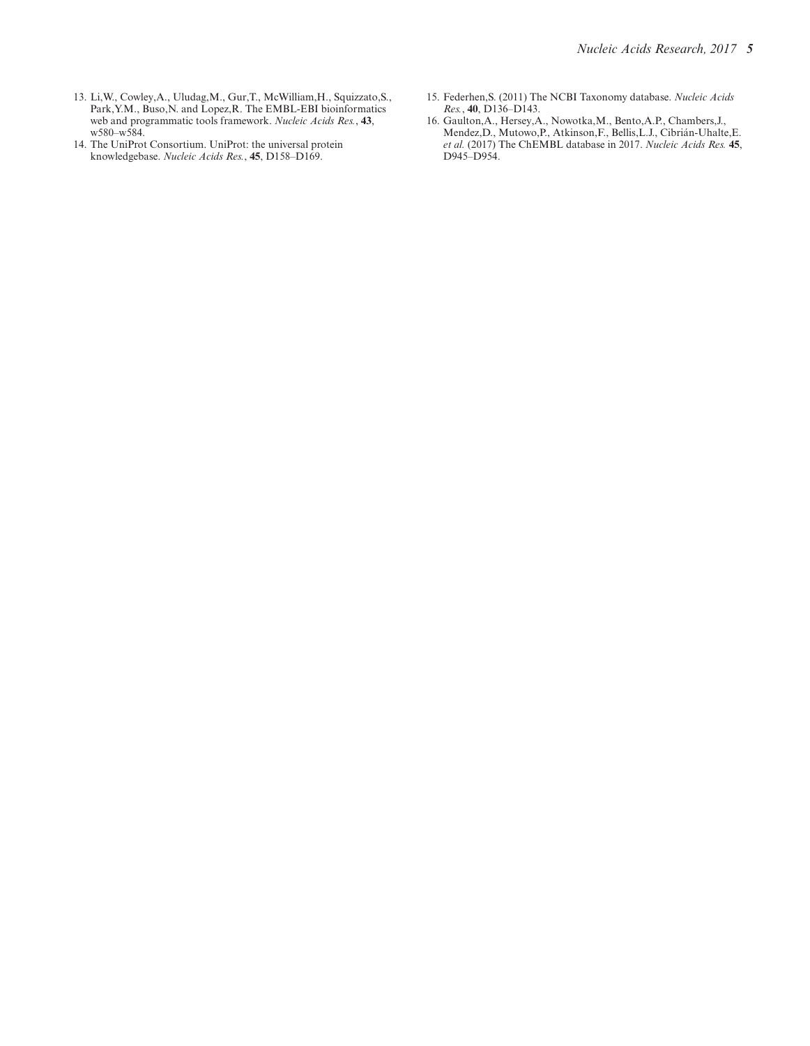13. Li,W., Cowley,A., Uludag,M., Gur,T., McWilliam,H., Squizzato,S., Park,Y.M., Buso,N. and Lopez,R. The EMBL-EBI bioinformatics web and programmatic tools framework. *Nucleic Acids Res.*, **43**, w580–w584.
14. The UniProt Consortium. UniProt: the universal protein knowledgebase. *Nucleic Acids Res.*, **45**, D158–D169.
15. Federhen,S. (2011) The NCBI Taxonomy database. *Nucleic Acids Res.*, **40**, D136–D143.
16. Gaulton,A., Hersey,A., Nowotka,M., Bento,A.P., Chambers,J., Mendez,D., Mutowo,P., Atkinson,F., Bellis,L.J., Cibrián-Uhalte,E. *et al.* (2017) The ChEMBL database in 2017. *Nucleic Acids Res.* **45**, D945–D954.